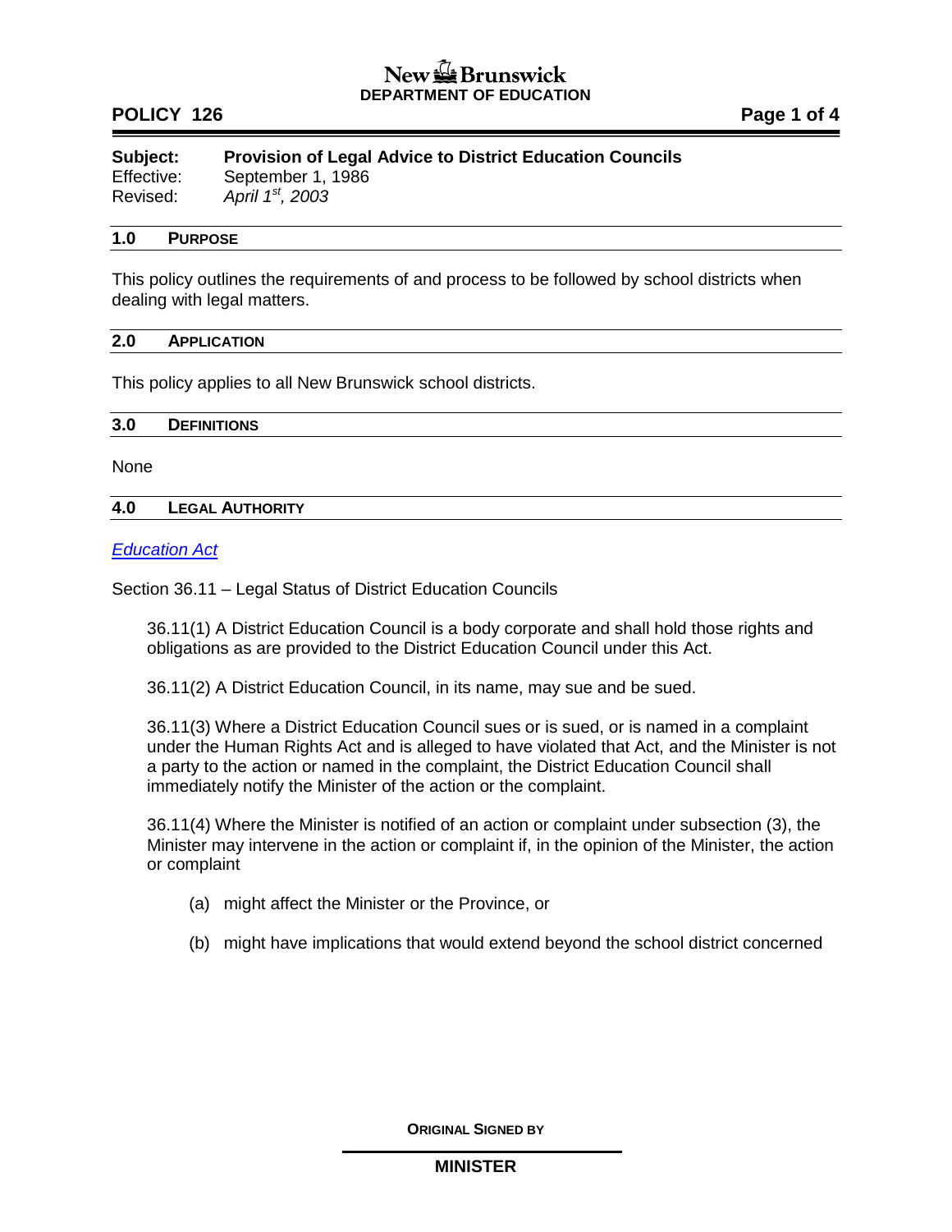**New Brunswick**
**DEPARTMENT OF EDUCATION**

**POLICY 126**

| | |
|---|---|
| **Subject:** | **Provision of Legal Advice to District Education Councils** |
| Effective: | September 1, 1986 |
| Revised: | *April 1st, 2003* |

## 1.0 PURPOSE

This policy outlines the requirements of and process to be followed by school districts when dealing with legal matters.

## 2.0 APPLICATION

This policy applies to all New Brunswick school districts.

## 3.0 DEFINITIONS

None

## 4.0 LEGAL AUTHORITY

*Education Act*

Section 36.11 – Legal Status of District Education Councils

36.11(1) A District Education Council is a body corporate and shall hold those rights and obligations as are provided to the District Education Council under this Act.

36.11(2) A District Education Council, in its name, may sue and be sued.

36.11(3) Where a District Education Council sues or is sued, or is named in a complaint under the Human Rights Act and is alleged to have violated that Act, and the Minister is not a party to the action or named in the complaint, the District Education Council shall immediately notify the Minister of the action or the complaint.

36.11(4) Where the Minister is notified of an action or complaint under subsection (3), the Minister may intervene in the action or complaint if, in the opinion of the Minister, the action or complaint

(a) might affect the Minister or the Province, or

(b) might have implications that would extend beyond the school district concerned

**ORIGINAL SIGNED BY**

**MINISTER**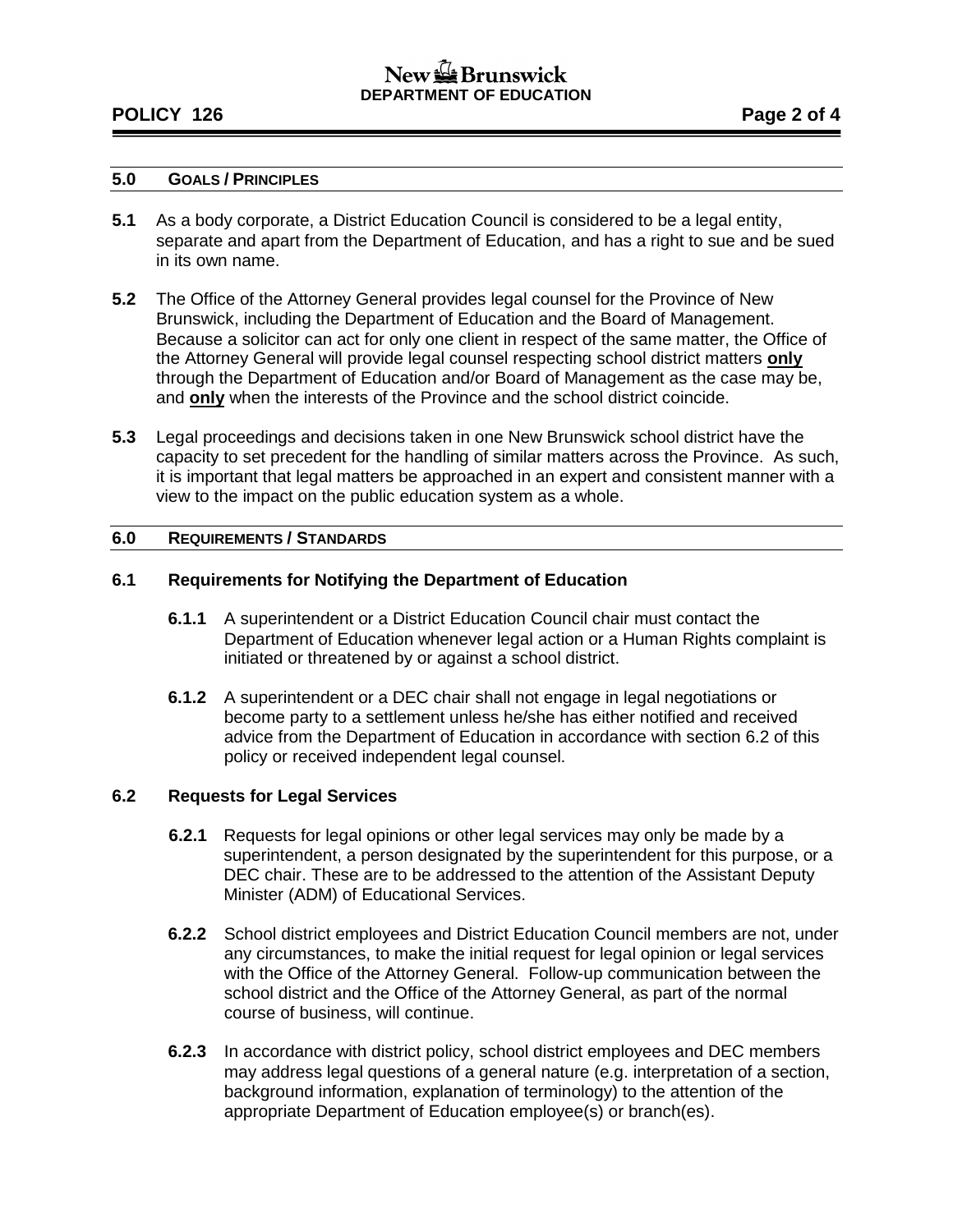## 5.0 GOALS / PRINCIPLES

**5.1** As a body corporate, a District Education Council is considered to be a legal entity, separate and apart from the Department of Education, and has a right to sue and be sued in its own name.

**5.2** The Office of the Attorney General provides legal counsel for the Province of New Brunswick, including the Department of Education and the Board of Management. Because a solicitor can act for only one client in respect of the same matter, the Office of the Attorney General will provide legal counsel respecting school district matters **only** through the Department of Education and/or Board of Management as the case may be, and **only** when the interests of the Province and the school district coincide.

**5.3** Legal proceedings and decisions taken in one New Brunswick school district have the capacity to set precedent for the handling of similar matters across the Province. As such, it is important that legal matters be approached in an expert and consistent manner with a view to the impact on the public education system as a whole.

## 6.0 REQUIREMENTS / STANDARDS

### 6.1 Requirements for Notifying the Department of Education

**6.1.1** A superintendent or a District Education Council chair must contact the Department of Education whenever legal action or a Human Rights complaint is initiated or threatened by or against a school district.

**6.1.2** A superintendent or a DEC chair shall not engage in legal negotiations or become party to a settlement unless he/she has either notified and received advice from the Department of Education in accordance with section 6.2 of this policy or received independent legal counsel.

### 6.2 Requests for Legal Services

**6.2.1** Requests for legal opinions or other legal services may only be made by a superintendent, a person designated by the superintendent for this purpose, or a DEC chair. These are to be addressed to the attention of the Assistant Deputy Minister (ADM) of Educational Services.

**6.2.2** School district employees and District Education Council members are not, under any circumstances, to make the initial request for legal opinion or legal services with the Office of the Attorney General. Follow-up communication between the school district and the Office of the Attorney General, as part of the normal course of business, will continue.

**6.2.3** In accordance with district policy, school district employees and DEC members may address legal questions of a general nature (e.g. interpretation of a section, background information, explanation of terminology) to the attention of the appropriate Department of Education employee(s) or branch(es).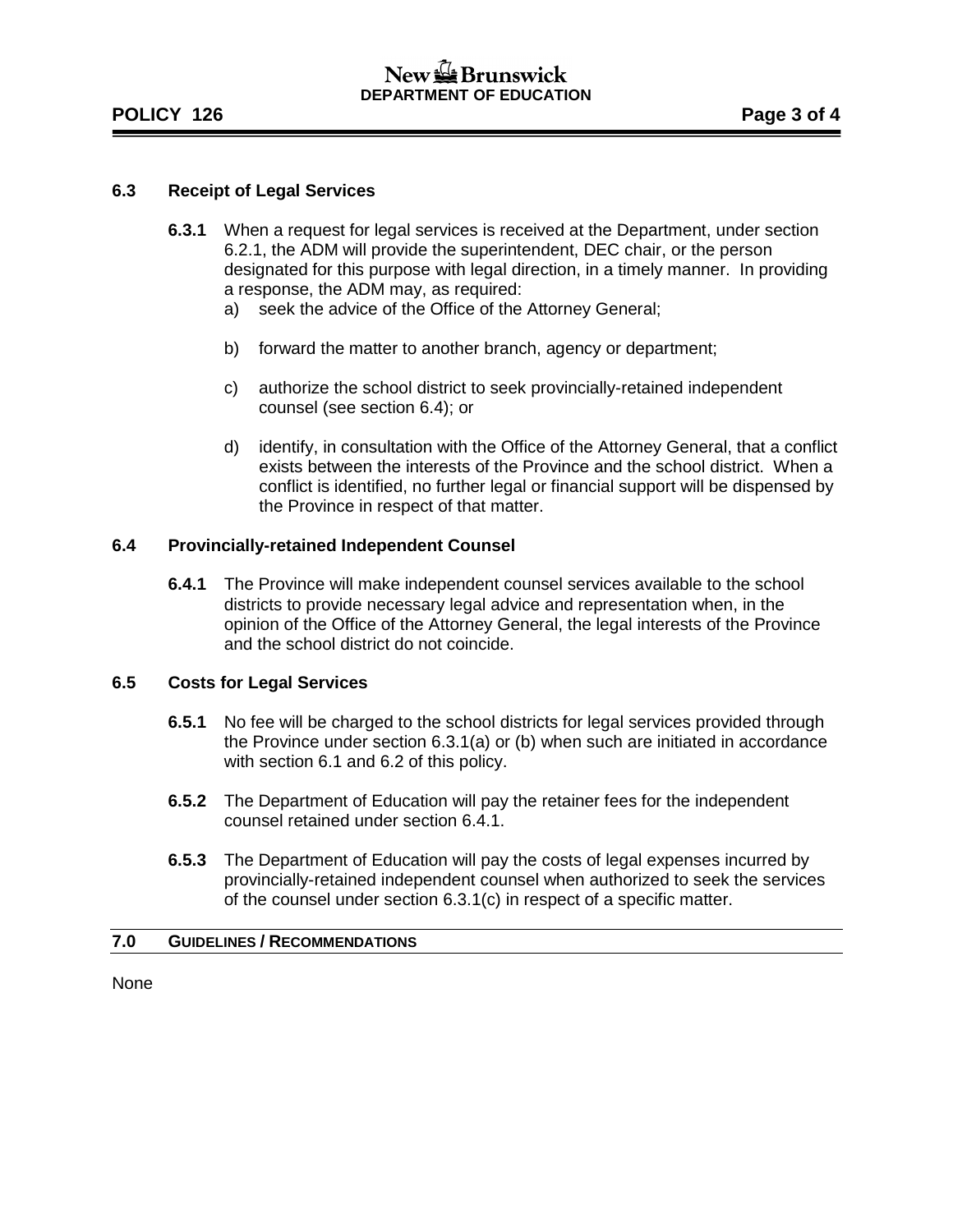### 6.3 Receipt of Legal Services

**6.3.1** When a request for legal services is received at the Department, under section 6.2.1, the ADM will provide the superintendent, DEC chair, or the person designated for this purpose with legal direction, in a timely manner. In providing a response, the ADM may, as required:

a) seek the advice of the Office of the Attorney General;

b) forward the matter to another branch, agency or department;

c) authorize the school district to seek provincially-retained independent counsel (see section 6.4); or

d) identify, in consultation with the Office of the Attorney General, that a conflict exists between the interests of the Province and the school district. When a conflict is identified, no further legal or financial support will be dispensed by the Province in respect of that matter.

### 6.4 Provincially-retained Independent Counsel

**6.4.1** The Province will make independent counsel services available to the school districts to provide necessary legal advice and representation when, in the opinion of the Office of the Attorney General, the legal interests of the Province and the school district do not coincide.

### 6.5 Costs for Legal Services

**6.5.1** No fee will be charged to the school districts for legal services provided through the Province under section 6.3.1(a) or (b) when such are initiated in accordance with section 6.1 and 6.2 of this policy.

**6.5.2** The Department of Education will pay the retainer fees for the independent counsel retained under section 6.4.1.

**6.5.3** The Department of Education will pay the costs of legal expenses incurred by provincially-retained independent counsel when authorized to seek the services of the counsel under section 6.3.1(c) in respect of a specific matter.

## 7.0 GUIDELINES / RECOMMENDATIONS

None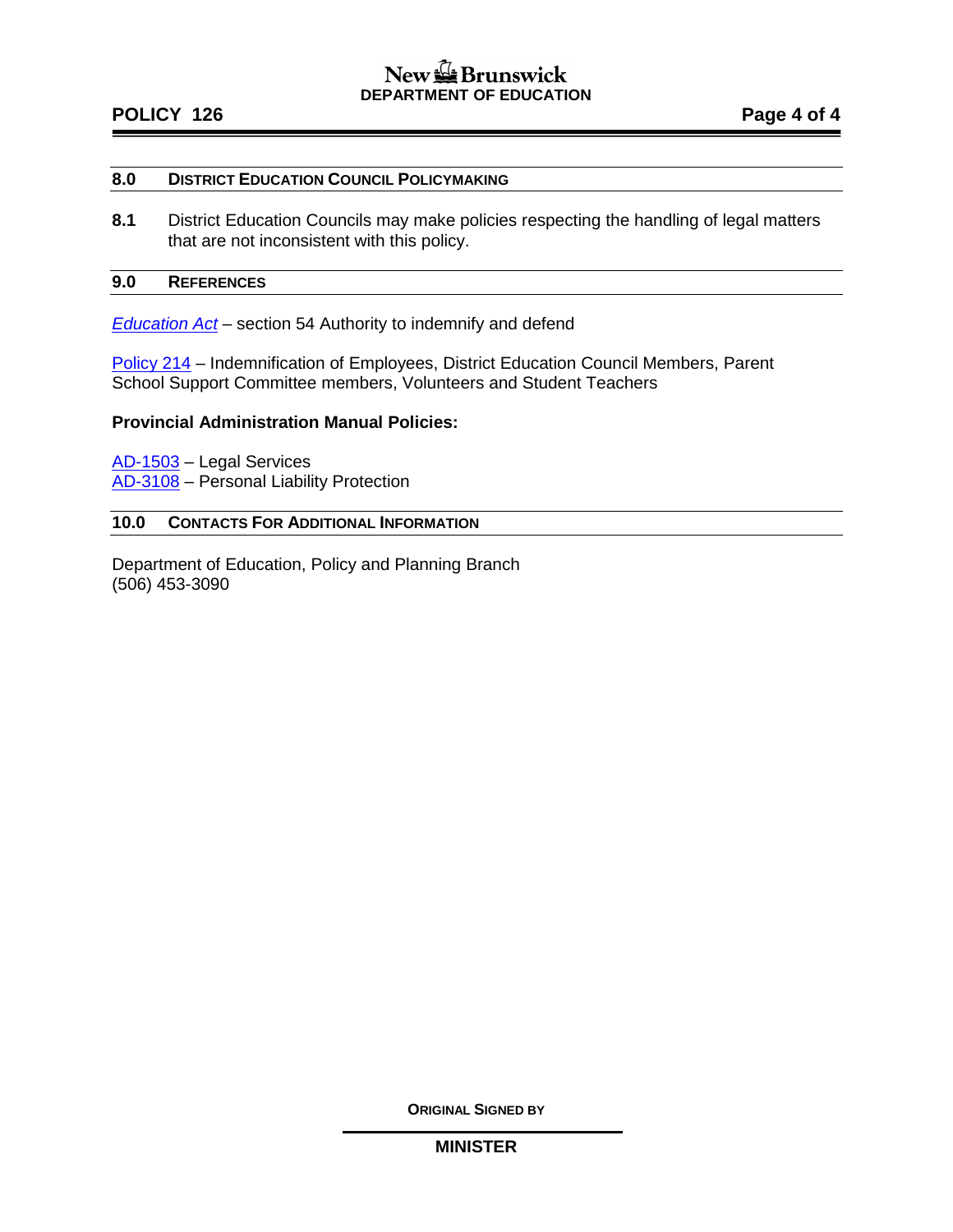## 8.0 District Education Council Policymaking

**8.1** District Education Councils may make policies respecting the handling of legal matters that are not inconsistent with this policy.

## 9.0 References

*Education Act* – section 54 Authority to indemnify and defend

Policy 214 – Indemnification of Employees, District Education Council Members, Parent School Support Committee members, Volunteers and Student Teachers

**Provincial Administration Manual Policies:**

AD-1503 – Legal Services
AD-3108 – Personal Liability Protection

## 10.0 Contacts For Additional Information

Department of Education, Policy and Planning Branch
(506) 453-3090

**Original Signed By**

**MINISTER**